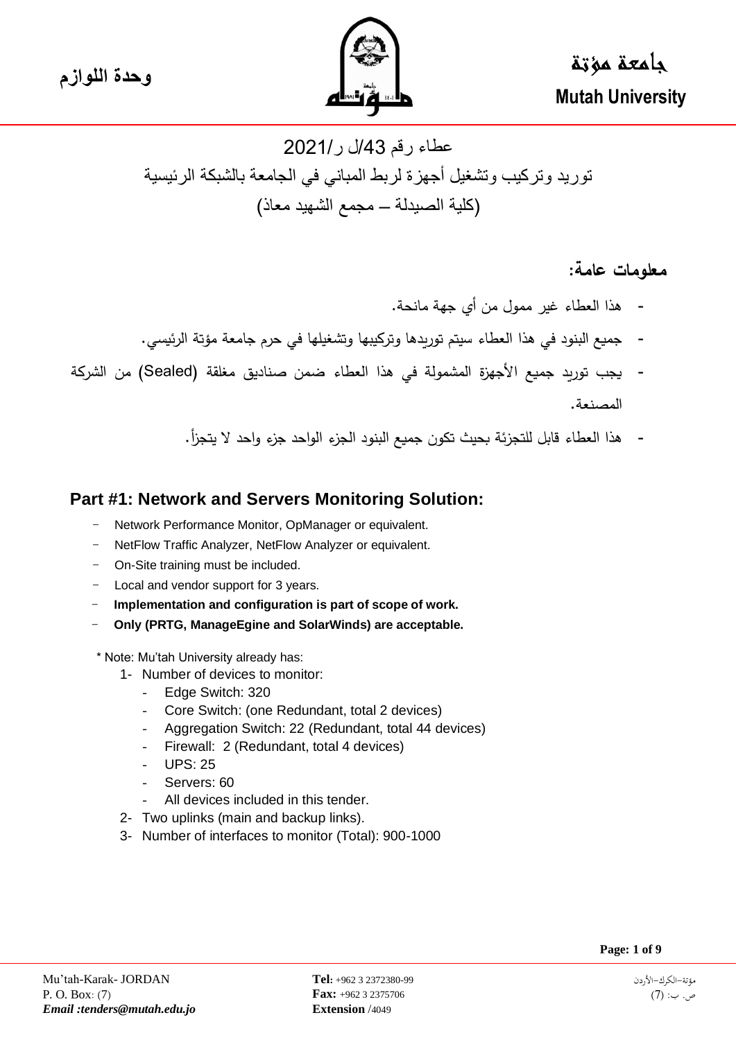جامعة مؤتة

Mutah University

وحدة اللوازم

عطاء رقم 43/ل ر/2021

توريد وتركيب وتشغيل أجهزة لربط المباني في الجامعة بالشبكة الرئيسية

(كلية الصيدلة – مجمع الشهيد معاذ)

**معلومات عامة:**

- هذا العطاء غير ممول من أي جهة مانحة.
- جميع البنود في هذا العطاء سيتم توريدها وتركيبها وتشغيلها في حرم جامعة مؤتة الرئيسي.
- يجب توريد جميع الأجهزة المشمولة في هذا العطاء ضمن صناديق مغلقة (Sealed) من الشركة المصنعة.
- هذا العطاء قابل للتجزئة بحيث تكون جميع البنود الجزء الواحد جزء واحد لا يتجزأ.

## Part #1: Network and Servers Monitoring Solution:

- Network Performance Monitor, OpManager or equivalent.
- NetFlow Traffic Analyzer, NetFlow Analyzer or equivalent.
- On-Site training must be included.
- Local and vendor support for 3 years.
- **Implementation and configuration is part of scope of work.**
- **Only (PRTG, ManageEgine and SolarWinds) are acceptable.**

\* Note: Mu'tah University already has:

1- Number of devices to monitor:
   - Edge Switch: 320
   - Core Switch: (one Redundant, total 2 devices)
   - Aggregation Switch: 22 (Redundant, total 44 devices)
   - Firewall: 2 (Redundant, total 4 devices)
   - UPS: 25
   - Servers: 60
   - All devices included in this tender.

2- Two uplinks (main and backup links).

3- Number of interfaces to monitor (Total): 900-1000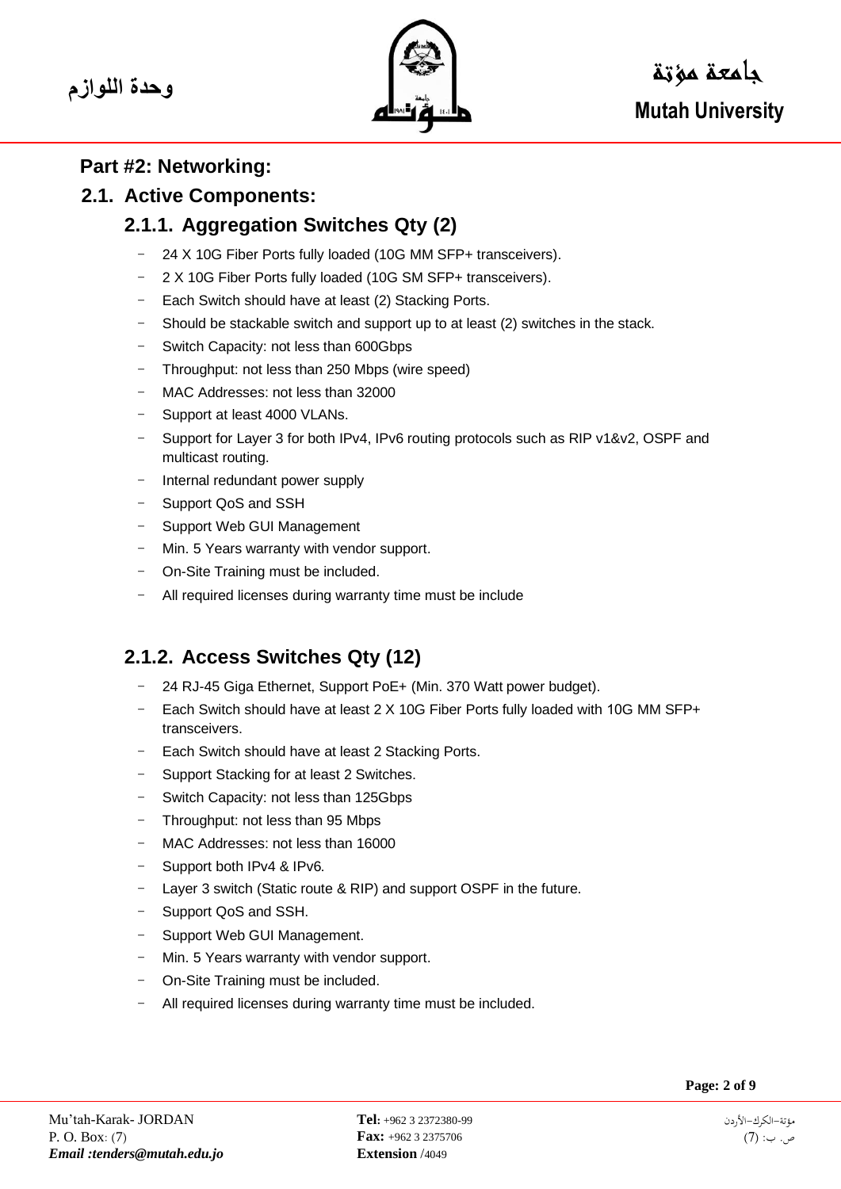## Part #2: Networking:

## 2.1. Active Components:

### 2.1.1. Aggregation Switches Qty (2)

- 24 X 10G Fiber Ports fully loaded (10G MM SFP+ transceivers).
- 2 X 10G Fiber Ports fully loaded (10G SM SFP+ transceivers).
- Each Switch should have at least (2) Stacking Ports.
- Should be stackable switch and support up to at least (2) switches in the stack.
- Switch Capacity: not less than 600Gbps
- Throughput: not less than 250 Mbps (wire speed)
- MAC Addresses: not less than 32000
- Support at least 4000 VLANs.
- Support for Layer 3 for both IPv4, IPv6 routing protocols such as RIP v1&v2, OSPF and multicast routing.
- Internal redundant power supply
- Support QoS and SSH
- Support Web GUI Management
- Min. 5 Years warranty with vendor support.
- On-Site Training must be included.
- All required licenses during warranty time must be include

### 2.1.2. Access Switches Qty (12)

- 24 RJ-45 Giga Ethernet, Support PoE+ (Min. 370 Watt power budget).
- Each Switch should have at least 2 X 10G Fiber Ports fully loaded with 10G MM SFP+ transceivers.
- Each Switch should have at least 2 Stacking Ports.
- Support Stacking for at least 2 Switches.
- Switch Capacity: not less than 125Gbps
- Throughput: not less than 95 Mbps
- MAC Addresses: not less than 16000
- Support both IPv4 & IPv6.
- Layer 3 switch (Static route & RIP) and support OSPF in the future.
- Support QoS and SSH.
- Support Web GUI Management.
- Min. 5 Years warranty with vendor support.
- On-Site Training must be included.
- All required licenses during warranty time must be included.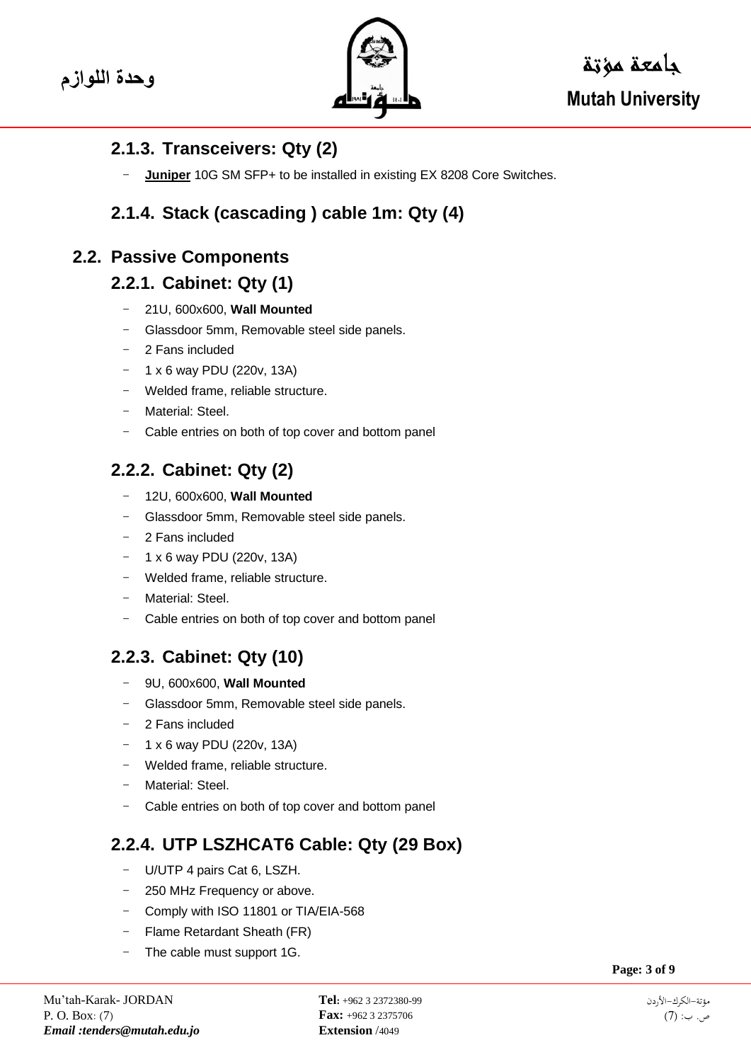### 2.1.3. Transceivers: Qty (2)

- **Juniper** 10G SM SFP+ to be installed in existing EX 8208 Core Switches.

### 2.1.4. Stack (cascading ) cable 1m: Qty (4)

## 2.2. Passive Components

### 2.2.1. Cabinet: Qty (1)

- 21U, 600x600, **Wall Mounted**
- Glassdoor 5mm, Removable steel side panels.
- 2 Fans included
- 1 x 6 way PDU (220v, 13A)
- Welded frame, reliable structure.
- Material: Steel.
- Cable entries on both of top cover and bottom panel

### 2.2.2. Cabinet: Qty (2)

- 12U, 600x600, **Wall Mounted**
- Glassdoor 5mm, Removable steel side panels.
- 2 Fans included
- 1 x 6 way PDU (220v, 13A)
- Welded frame, reliable structure.
- Material: Steel.
- Cable entries on both of top cover and bottom panel

### 2.2.3. Cabinet: Qty (10)

- 9U, 600x600, **Wall Mounted**
- Glassdoor 5mm, Removable steel side panels.
- 2 Fans included
- 1 x 6 way PDU (220v, 13A)
- Welded frame, reliable structure.
- Material: Steel.
- Cable entries on both of top cover and bottom panel

### 2.2.4. UTP LSZHCAT6 Cable: Qty (29 Box)

- U/UTP 4 pairs Cat 6, LSZH.
- 250 MHz Frequency or above.
- Comply with ISO 11801 or TIA/EIA-568
- Flame Retardant Sheath (FR)
- The cable must support 1G.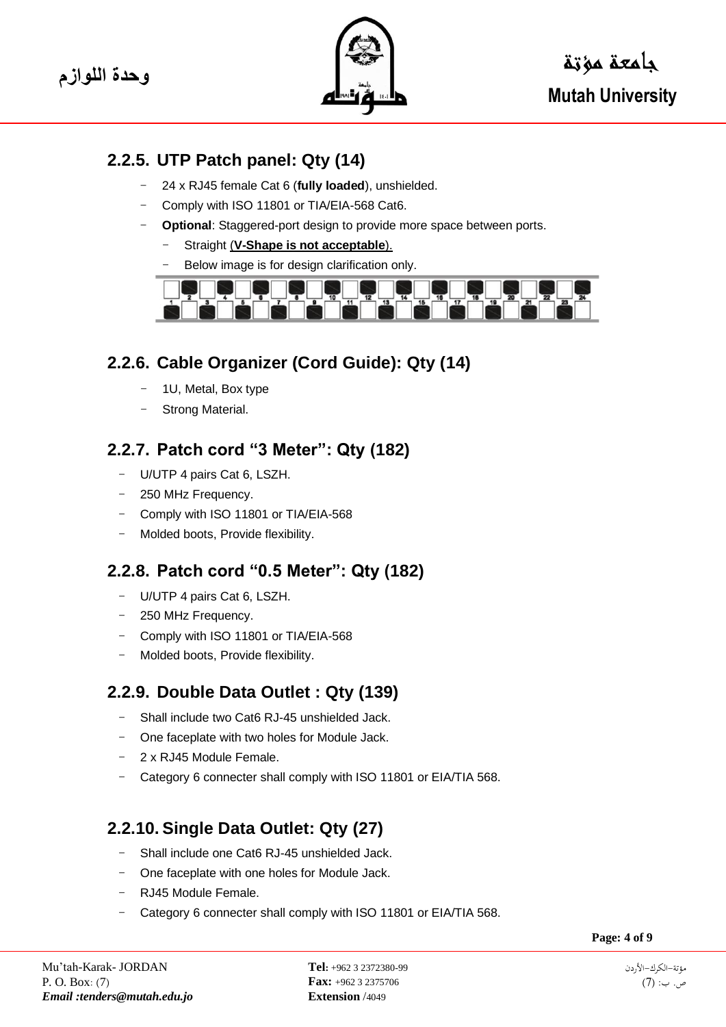## 2.2.5. UTP Patch panel: Qty (14)

- 24 x RJ45 female Cat 6 (**fully loaded**), unshielded.
- Comply with ISO 11801 or TIA/EIA-568 Cat6.
- **Optional**: Staggered-port design to provide more space between ports.
  - Straight (**V-Shape is not acceptable**).
  - Below image is for design clarification only.

## 2.2.6. Cable Organizer (Cord Guide): Qty (14)

- 1U, Metal, Box type
- Strong Material.

## 2.2.7. Patch cord "3 Meter": Qty (182)

- U/UTP 4 pairs Cat 6, LSZH.
- 250 MHz Frequency.
- Comply with ISO 11801 or TIA/EIA-568
- Molded boots, Provide flexibility.

## 2.2.8. Patch cord "0.5 Meter": Qty (182)

- U/UTP 4 pairs Cat 6, LSZH.
- 250 MHz Frequency.
- Comply with ISO 11801 or TIA/EIA-568
- Molded boots, Provide flexibility.

## 2.2.9. Double Data Outlet : Qty (139)

- Shall include two Cat6 RJ-45 unshielded Jack.
- One faceplate with two holes for Module Jack.
- 2 x RJ45 Module Female.
- Category 6 connecter shall comply with ISO 11801 or EIA/TIA 568.

## 2.2.10. Single Data Outlet: Qty (27)

- Shall include one Cat6 RJ-45 unshielded Jack.
- One faceplate with one holes for Module Jack.
- RJ45 Module Female.
- Category 6 connecter shall comply with ISO 11801 or EIA/TIA 568.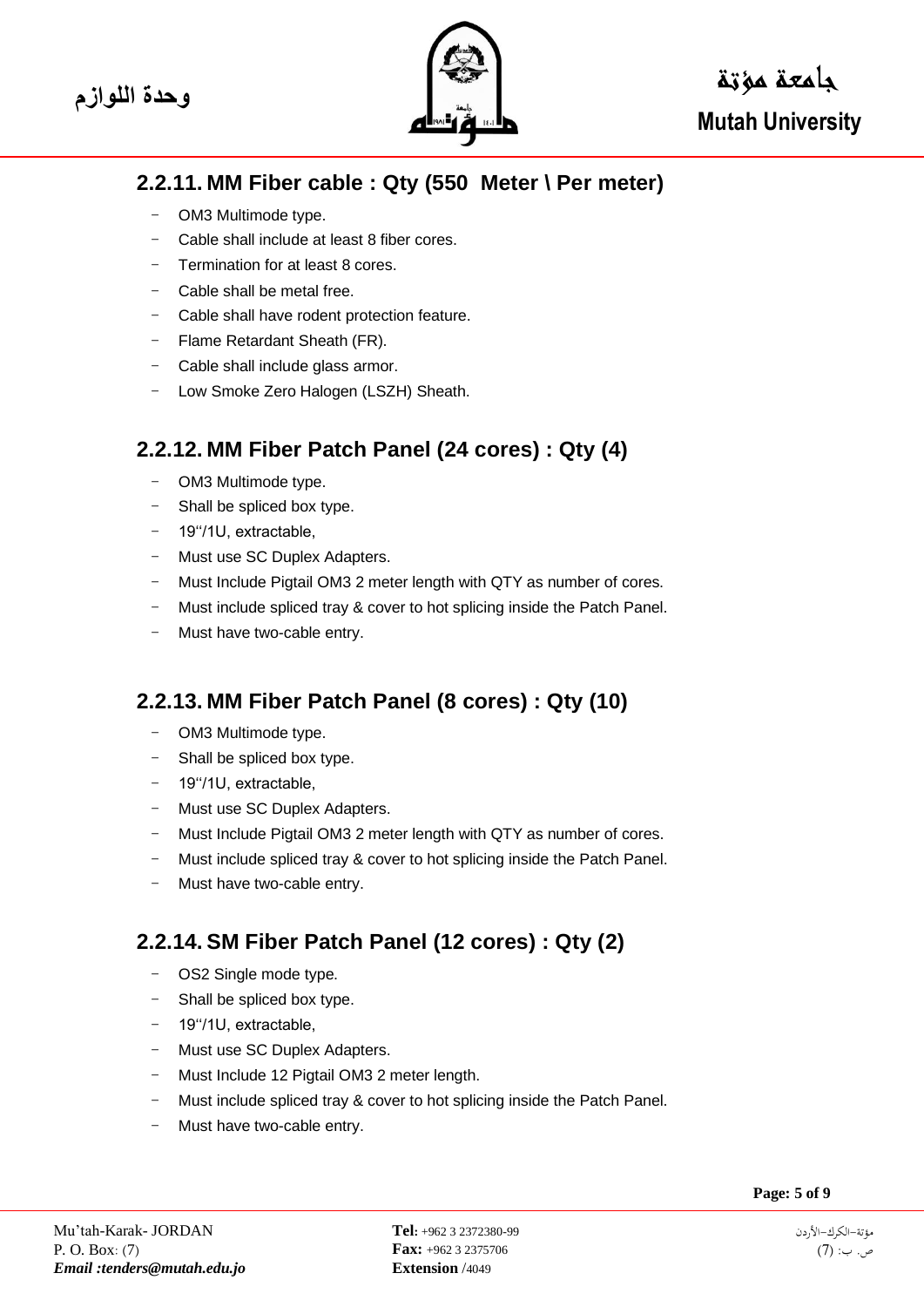## 2.2.11. MM Fiber cable : Qty (550  Meter \ Per meter)

- OM3 Multimode type.
- Cable shall include at least 8 fiber cores.
- Termination for at least 8 cores.
- Cable shall be metal free.
- Cable shall have rodent protection feature.
- Flame Retardant Sheath (FR).
- Cable shall include glass armor.
- Low Smoke Zero Halogen (LSZH) Sheath.

## 2.2.12. MM Fiber Patch Panel (24 cores) : Qty (4)

- OM3 Multimode type.
- Shall be spliced box type.
- 19''/1U, extractable,
- Must use SC Duplex Adapters.
- Must Include Pigtail OM3 2 meter length with QTY as number of cores.
- Must include spliced tray & cover to hot splicing inside the Patch Panel.
- Must have two-cable entry.

## 2.2.13. MM Fiber Patch Panel (8 cores) : Qty (10)

- OM3 Multimode type.
- Shall be spliced box type.
- 19''/1U, extractable,
- Must use SC Duplex Adapters.
- Must Include Pigtail OM3 2 meter length with QTY as number of cores.
- Must include spliced tray & cover to hot splicing inside the Patch Panel.
- Must have two-cable entry.

## 2.2.14. SM Fiber Patch Panel (12 cores) : Qty (2)

- OS2 Single mode type.
- Shall be spliced box type.
- 19''/1U, extractable,
- Must use SC Duplex Adapters.
- Must Include 12 Pigtail OM3 2 meter length.
- Must include spliced tray & cover to hot splicing inside the Patch Panel.
- Must have two-cable entry.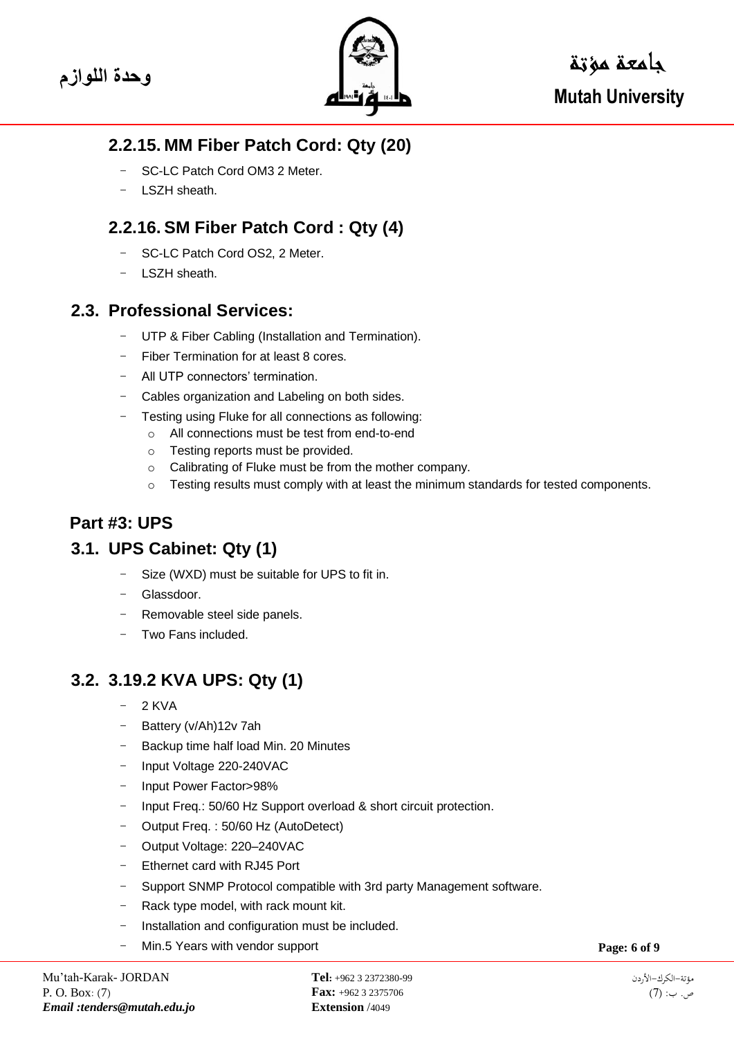## 2.2.15. MM Fiber Patch Cord: Qty (20)

- SC-LC Patch Cord OM3 2 Meter.
- LSZH sheath.

## 2.2.16. SM Fiber Patch Cord : Qty (4)

- SC-LC Patch Cord OS2, 2 Meter.
- LSZH sheath.

## 2.3. Professional Services:

- UTP & Fiber Cabling (Installation and Termination).
- Fiber Termination for at least 8 cores.
- All UTP connectors' termination.
- Cables organization and Labeling on both sides.
- Testing using Fluke for all connections as following:
  - All connections must be test from end-to-end
  - Testing reports must be provided.
  - Calibrating of Fluke must be from the mother company.
  - Testing results must comply with at least the minimum standards for tested components.

# Part #3: UPS

## 3.1. UPS Cabinet: Qty (1)

- Size (WXD) must be suitable for UPS to fit in.
- Glassdoor.
- Removable steel side panels.
- Two Fans included.

## 3.2. 3.19.2 KVA UPS: Qty (1)

- 2 KVA
- Battery (v/Ah)12v 7ah
- Backup time half load Min. 20 Minutes
- Input Voltage 220-240VAC
- Input Power Factor>98%
- Input Freq.: 50/60 Hz Support overload & short circuit protection.
- Output Freq. : 50/60 Hz (AutoDetect)
- Output Voltage: 220–240VAC
- Ethernet card with RJ45 Port
- Support SNMP Protocol compatible with 3rd party Management software.
- Rack type model, with rack mount kit.
- Installation and configuration must be included.
- Min.5 Years with vendor support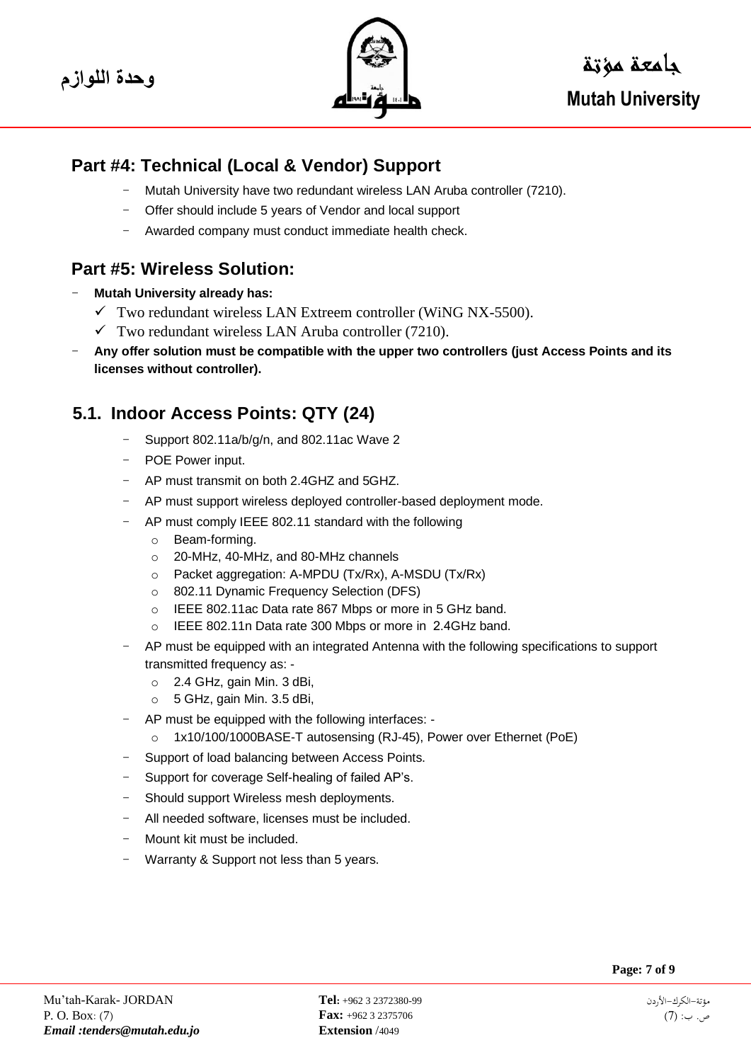## Part #4: Technical (Local & Vendor) Support

- Mutah University have two redundant wireless LAN Aruba controller (7210).
- Offer should include 5 years of Vendor and local support
- Awarded company must conduct immediate health check.

## Part #5: Wireless Solution:

- **Mutah University already has:**
  - ✓ Two redundant wireless LAN Extreem controller (WiNG NX-5500).
  - ✓ Two redundant wireless LAN Aruba controller (7210).
- **Any offer solution must be compatible with the upper two controllers (just Access Points and its licenses without controller).**

### 5.1. Indoor Access Points: QTY (24)

- Support 802.11a/b/g/n, and 802.11ac Wave 2
- POE Power input.
- AP must transmit on both 2.4GHZ and 5GHZ.
- AP must support wireless deployed controller-based deployment mode.
- AP must comply IEEE 802.11 standard with the following
  - Beam-forming.
  - 20-MHz, 40-MHz, and 80-MHz channels
  - Packet aggregation: A-MPDU (Tx/Rx), A-MSDU (Tx/Rx)
  - 802.11 Dynamic Frequency Selection (DFS)
  - IEEE 802.11ac Data rate 867 Mbps or more in 5 GHz band.
  - IEEE 802.11n Data rate 300 Mbps or more in 2.4GHz band.
- AP must be equipped with an integrated Antenna with the following specifications to support transmitted frequency as: -
  - 2.4 GHz, gain Min. 3 dBi,
  - 5 GHz, gain Min. 3.5 dBi,
- AP must be equipped with the following interfaces: -
  - 1x10/100/1000BASE-T autosensing (RJ-45), Power over Ethernet (PoE)
- Support of load balancing between Access Points.
- Support for coverage Self-healing of failed AP's.
- Should support Wireless mesh deployments.
- All needed software, licenses must be included.
- Mount kit must be included.
- Warranty & Support not less than 5 years.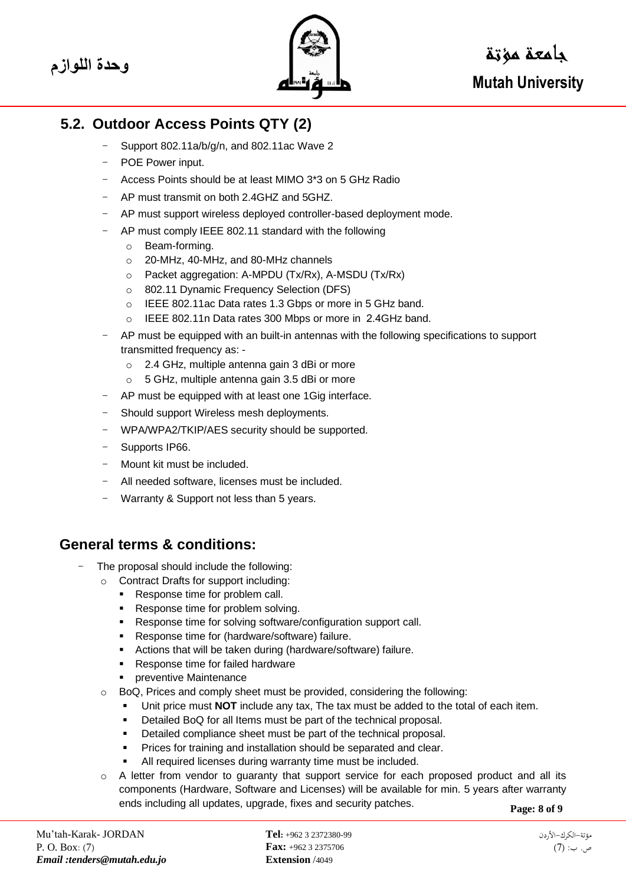## 5.2. Outdoor Access Points QTY (2)

- Support 802.11a/b/g/n, and 802.11ac Wave 2
- POE Power input.
- Access Points should be at least MIMO 3*3 on 5 GHz Radio
- AP must transmit on both 2.4GHZ and 5GHZ.
- AP must support wireless deployed controller-based deployment mode.
- AP must comply IEEE 802.11 standard with the following
  - Beam-forming.
  - 20-MHz, 40-MHz, and 80-MHz channels
  - Packet aggregation: A-MPDU (Tx/Rx), A-MSDU (Tx/Rx)
  - 802.11 Dynamic Frequency Selection (DFS)
  - IEEE 802.11ac Data rates 1.3 Gbps or more in 5 GHz band.
  - IEEE 802.11n Data rates 300 Mbps or more in 2.4GHz band.
- AP must be equipped with an built-in antennas with the following specifications to support transmitted frequency as: -
  - 2.4 GHz, multiple antenna gain 3 dBi or more
  - 5 GHz, multiple antenna gain 3.5 dBi or more
- AP must be equipped with at least one 1Gig interface.
- Should support Wireless mesh deployments.
- WPA/WPA2/TKIP/AES security should be supported.
- Supports IP66.
- Mount kit must be included.
- All needed software, licenses must be included.
- Warranty & Support not less than 5 years.

## General terms & conditions:

- The proposal should include the following:
  - Contract Drafts for support including:
    - Response time for problem call.
    - Response time for problem solving.
    - Response time for solving software/configuration support call.
    - Response time for (hardware/software) failure.
    - Actions that will be taken during (hardware/software) failure.
    - Response time for failed hardware
    - preventive Maintenance
  - BoQ, Prices and comply sheet must be provided, considering the following:
    - Unit price must **NOT** include any tax, The tax must be added to the total of each item.
    - Detailed BoQ for all Items must be part of the technical proposal.
    - Detailed compliance sheet must be part of the technical proposal.
    - Prices for training and installation should be separated and clear.
    - All required licenses during warranty time must be included.
  - A letter from vendor to guaranty that support service for each proposed product and all its components (Hardware, Software and Licenses) will be available for min. 5 years after warranty ends including all updates, upgrade, fixes and security patches.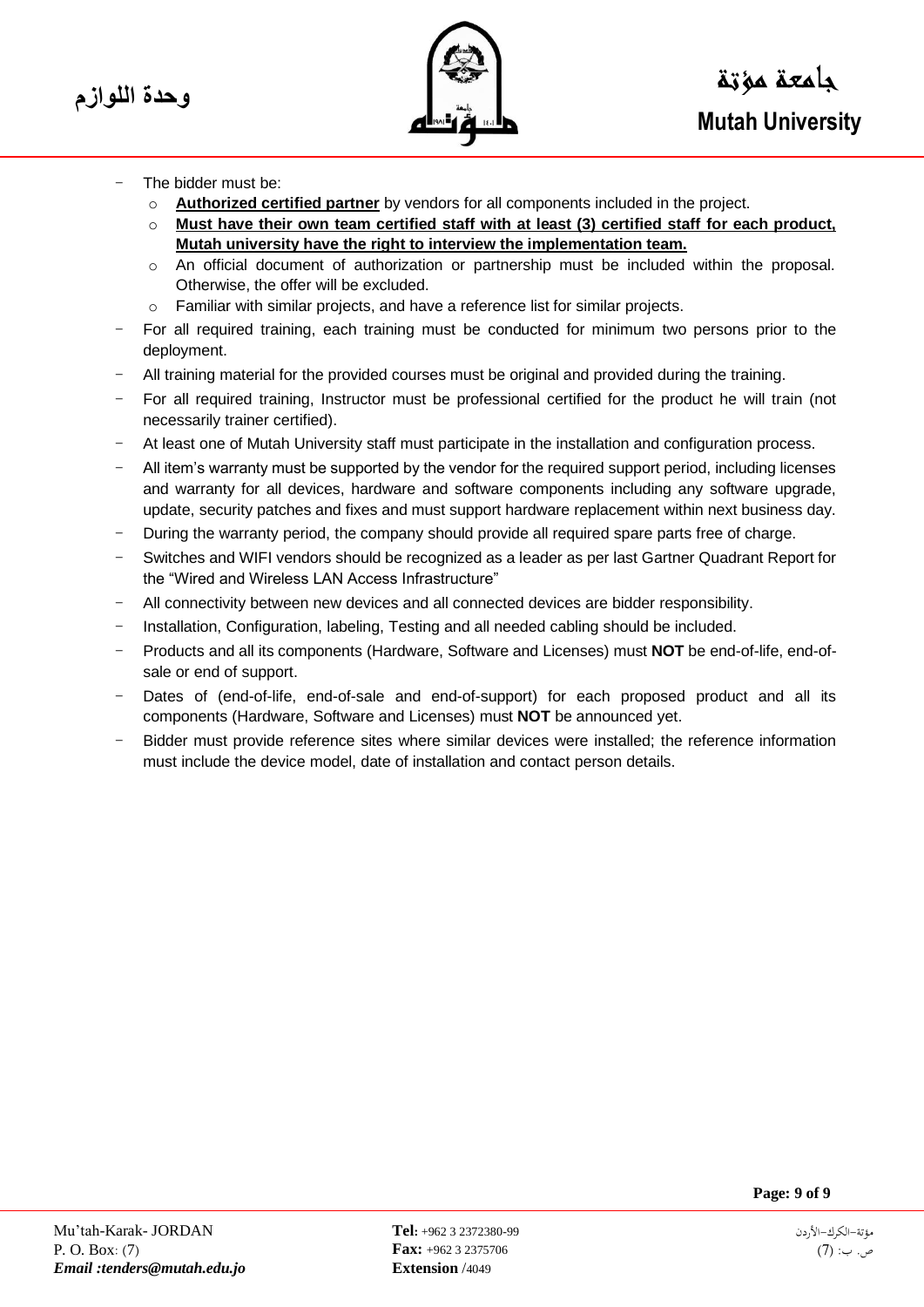- The bidder must be:
  - **Authorized certified partner** by vendors for all components included in the project.
  - **Must have their own team certified staff with at least (3) certified staff for each product, Mutah university have the right to interview the implementation team.**
  - An official document of authorization or partnership must be included within the proposal. Otherwise, the offer will be excluded.
  - Familiar with similar projects, and have a reference list for similar projects.
- For all required training, each training must be conducted for minimum two persons prior to the deployment.
- All training material for the provided courses must be original and provided during the training.
- For all required training, Instructor must be professional certified for the product he will train (not necessarily trainer certified).
- At least one of Mutah University staff must participate in the installation and configuration process.
- All item's warranty must be supported by the vendor for the required support period, including licenses and warranty for all devices, hardware and software components including any software upgrade, update, security patches and fixes and must support hardware replacement within next business day.
- During the warranty period, the company should provide all required spare parts free of charge.
- Switches and WIFI vendors should be recognized as a leader as per last Gartner Quadrant Report for the "Wired and Wireless LAN Access Infrastructure"
- All connectivity between new devices and all connected devices are bidder responsibility.
- Installation, Configuration, labeling, Testing and all needed cabling should be included.
- Products and all its components (Hardware, Software and Licenses) must **NOT** be end-of-life, end-of-sale or end of support.
- Dates of (end-of-life, end-of-sale and end-of-support) for each proposed product and all its components (Hardware, Software and Licenses) must **NOT** be announced yet.
- Bidder must provide reference sites where similar devices were installed; the reference information must include the device model, date of installation and contact person details.